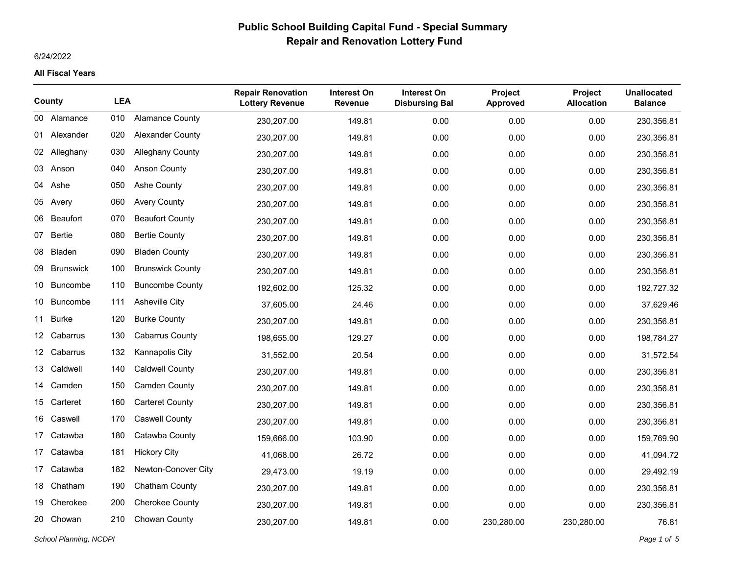# Public School Building Capital Fund - Special Summary
## Repair and Renovation Lottery Fund

6/24/2022

**All Fiscal Years**

| County | | LEA | | Repair Renovation Lottery Revenue | Interest On Revenue | Interest On Disbursing Bal | Project Approved | Project Allocation | Unallocated Balance |
|---|---|---|---|---|---|---|---|---|---|
| 00 | Alamance | 010 | Alamance County | 230,207.00 | 149.81 | 0.00 | 0.00 | 0.00 | 230,356.81 |
| 01 | Alexander | 020 | Alexander County | 230,207.00 | 149.81 | 0.00 | 0.00 | 0.00 | 230,356.81 |
| 02 | Alleghany | 030 | Alleghany County | 230,207.00 | 149.81 | 0.00 | 0.00 | 0.00 | 230,356.81 |
| 03 | Anson | 040 | Anson County | 230,207.00 | 149.81 | 0.00 | 0.00 | 0.00 | 230,356.81 |
| 04 | Ashe | 050 | Ashe County | 230,207.00 | 149.81 | 0.00 | 0.00 | 0.00 | 230,356.81 |
| 05 | Avery | 060 | Avery County | 230,207.00 | 149.81 | 0.00 | 0.00 | 0.00 | 230,356.81 |
| 06 | Beaufort | 070 | Beaufort County | 230,207.00 | 149.81 | 0.00 | 0.00 | 0.00 | 230,356.81 |
| 07 | Bertie | 080 | Bertie County | 230,207.00 | 149.81 | 0.00 | 0.00 | 0.00 | 230,356.81 |
| 08 | Bladen | 090 | Bladen County | 230,207.00 | 149.81 | 0.00 | 0.00 | 0.00 | 230,356.81 |
| 09 | Brunswick | 100 | Brunswick County | 230,207.00 | 149.81 | 0.00 | 0.00 | 0.00 | 230,356.81 |
| 10 | Buncombe | 110 | Buncombe County | 192,602.00 | 125.32 | 0.00 | 0.00 | 0.00 | 192,727.32 |
| 10 | Buncombe | 111 | Asheville City | 37,605.00 | 24.46 | 0.00 | 0.00 | 0.00 | 37,629.46 |
| 11 | Burke | 120 | Burke County | 230,207.00 | 149.81 | 0.00 | 0.00 | 0.00 | 230,356.81 |
| 12 | Cabarrus | 130 | Cabarrus County | 198,655.00 | 129.27 | 0.00 | 0.00 | 0.00 | 198,784.27 |
| 12 | Cabarrus | 132 | Kannapolis City | 31,552.00 | 20.54 | 0.00 | 0.00 | 0.00 | 31,572.54 |
| 13 | Caldwell | 140 | Caldwell County | 230,207.00 | 149.81 | 0.00 | 0.00 | 0.00 | 230,356.81 |
| 14 | Camden | 150 | Camden County | 230,207.00 | 149.81 | 0.00 | 0.00 | 0.00 | 230,356.81 |
| 15 | Carteret | 160 | Carteret County | 230,207.00 | 149.81 | 0.00 | 0.00 | 0.00 | 230,356.81 |
| 16 | Caswell | 170 | Caswell County | 230,207.00 | 149.81 | 0.00 | 0.00 | 0.00 | 230,356.81 |
| 17 | Catawba | 180 | Catawba County | 159,666.00 | 103.90 | 0.00 | 0.00 | 0.00 | 159,769.90 |
| 17 | Catawba | 181 | Hickory City | 41,068.00 | 26.72 | 0.00 | 0.00 | 0.00 | 41,094.72 |
| 17 | Catawba | 182 | Newton-Conover City | 29,473.00 | 19.19 | 0.00 | 0.00 | 0.00 | 29,492.19 |
| 18 | Chatham | 190 | Chatham County | 230,207.00 | 149.81 | 0.00 | 0.00 | 0.00 | 230,356.81 |
| 19 | Cherokee | 200 | Cherokee County | 230,207.00 | 149.81 | 0.00 | 0.00 | 0.00 | 230,356.81 |
| 20 | Chowan | 210 | Chowan County | 230,207.00 | 149.81 | 0.00 | 230,280.00 | 230,280.00 | 76.81 |

*School Planning, NCDPI*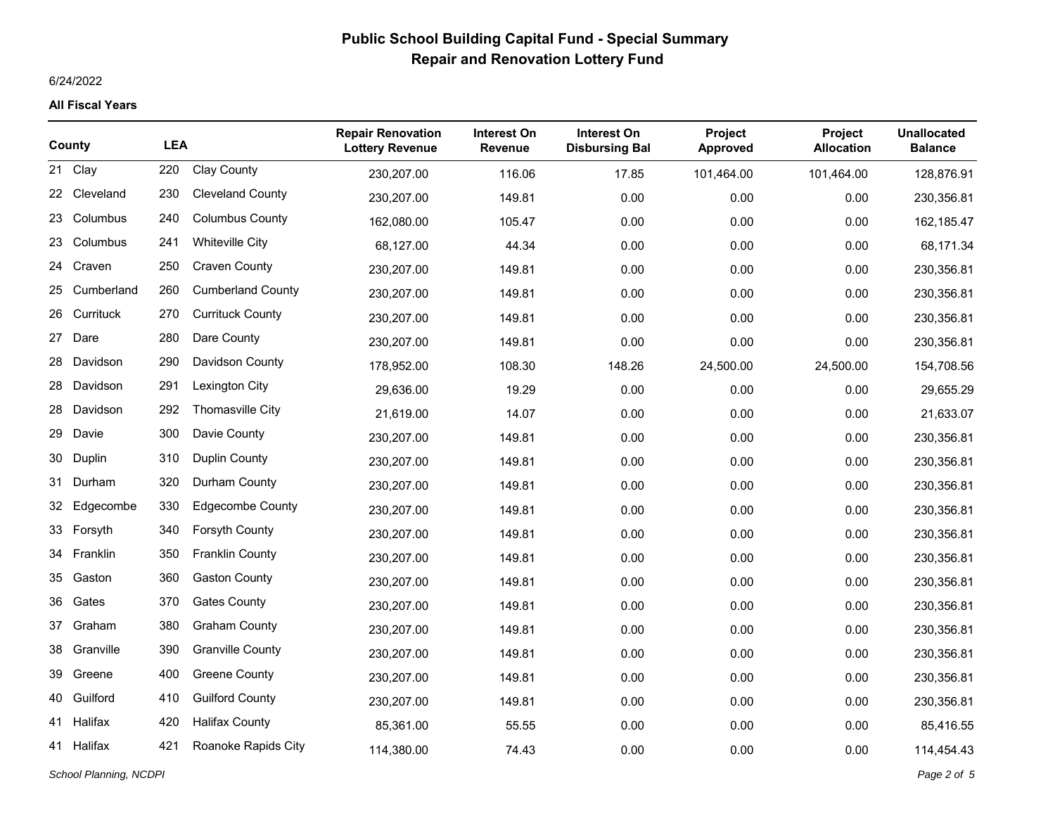# Public School Building Capital Fund - Special Summary
## Repair and Renovation Lottery Fund

6/24/2022

**All Fiscal Years**

| County | | LEA | | Repair Renovation Lottery Revenue | Interest On Revenue | Interest On Disbursing Bal | Project Approved | Project Allocation | Unallocated Balance |
|---|---|---|---|---|---|---|---|---|---|
| 21 | Clay | 220 | Clay County | 230,207.00 | 116.06 | 17.85 | 101,464.00 | 101,464.00 | 128,876.91 |
| 22 | Cleveland | 230 | Cleveland County | 230,207.00 | 149.81 | 0.00 | 0.00 | 0.00 | 230,356.81 |
| 23 | Columbus | 240 | Columbus County | 162,080.00 | 105.47 | 0.00 | 0.00 | 0.00 | 162,185.47 |
| 23 | Columbus | 241 | Whiteville City | 68,127.00 | 44.34 | 0.00 | 0.00 | 0.00 | 68,171.34 |
| 24 | Craven | 250 | Craven County | 230,207.00 | 149.81 | 0.00 | 0.00 | 0.00 | 230,356.81 |
| 25 | Cumberland | 260 | Cumberland County | 230,207.00 | 149.81 | 0.00 | 0.00 | 0.00 | 230,356.81 |
| 26 | Currituck | 270 | Currituck County | 230,207.00 | 149.81 | 0.00 | 0.00 | 0.00 | 230,356.81 |
| 27 | Dare | 280 | Dare County | 230,207.00 | 149.81 | 0.00 | 0.00 | 0.00 | 230,356.81 |
| 28 | Davidson | 290 | Davidson County | 178,952.00 | 108.30 | 148.26 | 24,500.00 | 24,500.00 | 154,708.56 |
| 28 | Davidson | 291 | Lexington City | 29,636.00 | 19.29 | 0.00 | 0.00 | 0.00 | 29,655.29 |
| 28 | Davidson | 292 | Thomasville City | 21,619.00 | 14.07 | 0.00 | 0.00 | 0.00 | 21,633.07 |
| 29 | Davie | 300 | Davie County | 230,207.00 | 149.81 | 0.00 | 0.00 | 0.00 | 230,356.81 |
| 30 | Duplin | 310 | Duplin County | 230,207.00 | 149.81 | 0.00 | 0.00 | 0.00 | 230,356.81 |
| 31 | Durham | 320 | Durham County | 230,207.00 | 149.81 | 0.00 | 0.00 | 0.00 | 230,356.81 |
| 32 | Edgecombe | 330 | Edgecombe County | 230,207.00 | 149.81 | 0.00 | 0.00 | 0.00 | 230,356.81 |
| 33 | Forsyth | 340 | Forsyth County | 230,207.00 | 149.81 | 0.00 | 0.00 | 0.00 | 230,356.81 |
| 34 | Franklin | 350 | Franklin County | 230,207.00 | 149.81 | 0.00 | 0.00 | 0.00 | 230,356.81 |
| 35 | Gaston | 360 | Gaston County | 230,207.00 | 149.81 | 0.00 | 0.00 | 0.00 | 230,356.81 |
| 36 | Gates | 370 | Gates County | 230,207.00 | 149.81 | 0.00 | 0.00 | 0.00 | 230,356.81 |
| 37 | Graham | 380 | Graham County | 230,207.00 | 149.81 | 0.00 | 0.00 | 0.00 | 230,356.81 |
| 38 | Granville | 390 | Granville County | 230,207.00 | 149.81 | 0.00 | 0.00 | 0.00 | 230,356.81 |
| 39 | Greene | 400 | Greene County | 230,207.00 | 149.81 | 0.00 | 0.00 | 0.00 | 230,356.81 |
| 40 | Guilford | 410 | Guilford County | 230,207.00 | 149.81 | 0.00 | 0.00 | 0.00 | 230,356.81 |
| 41 | Halifax | 420 | Halifax County | 85,361.00 | 55.55 | 0.00 | 0.00 | 0.00 | 85,416.55 |
| 41 | Halifax | 421 | Roanoke Rapids City | 114,380.00 | 74.43 | 0.00 | 0.00 | 0.00 | 114,454.43 |

*School Planning, NCDPI*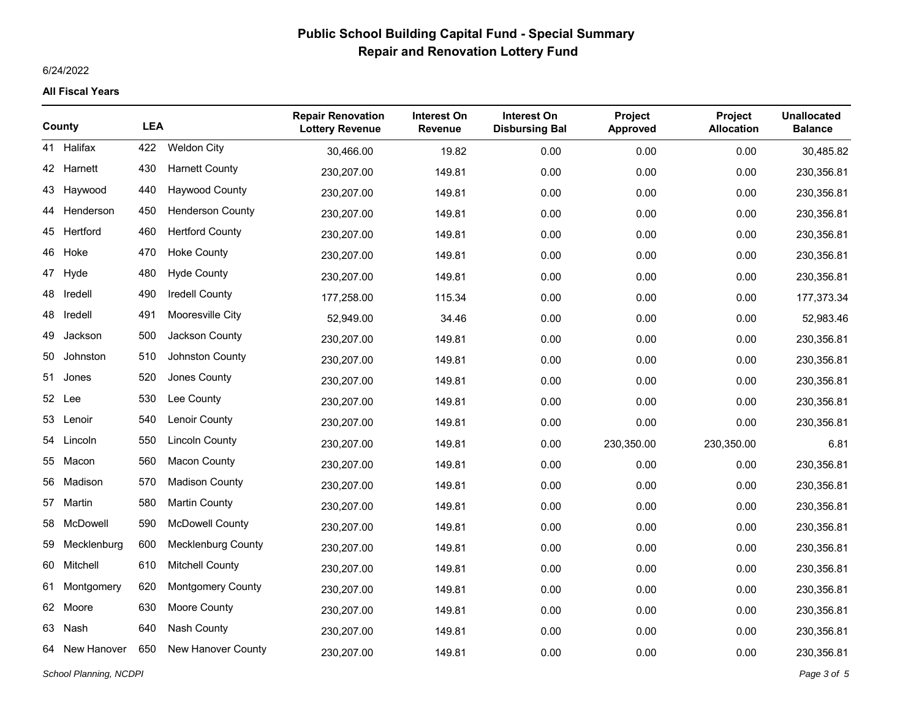# Public School Building Capital Fund - Special Summary
## Repair and Renovation Lottery Fund

6/24/2022

**All Fiscal Years**

| County | | LEA | | Repair Renovation Lottery Revenue | Interest On Revenue | Interest On Disbursing Bal | Project Approved | Project Allocation | Unallocated Balance |
|---|---|---|---|---|---|---|---|---|---|
| 41 | Halifax | 422 | Weldon City | 30,466.00 | 19.82 | 0.00 | 0.00 | 0.00 | 30,485.82 |
| 42 | Harnett | 430 | Harnett County | 230,207.00 | 149.81 | 0.00 | 0.00 | 0.00 | 230,356.81 |
| 43 | Haywood | 440 | Haywood County | 230,207.00 | 149.81 | 0.00 | 0.00 | 0.00 | 230,356.81 |
| 44 | Henderson | 450 | Henderson County | 230,207.00 | 149.81 | 0.00 | 0.00 | 0.00 | 230,356.81 |
| 45 | Hertford | 460 | Hertford County | 230,207.00 | 149.81 | 0.00 | 0.00 | 0.00 | 230,356.81 |
| 46 | Hoke | 470 | Hoke County | 230,207.00 | 149.81 | 0.00 | 0.00 | 0.00 | 230,356.81 |
| 47 | Hyde | 480 | Hyde County | 230,207.00 | 149.81 | 0.00 | 0.00 | 0.00 | 230,356.81 |
| 48 | Iredell | 490 | Iredell County | 177,258.00 | 115.34 | 0.00 | 0.00 | 0.00 | 177,373.34 |
| 48 | Iredell | 491 | Mooresville City | 52,949.00 | 34.46 | 0.00 | 0.00 | 0.00 | 52,983.46 |
| 49 | Jackson | 500 | Jackson County | 230,207.00 | 149.81 | 0.00 | 0.00 | 0.00 | 230,356.81 |
| 50 | Johnston | 510 | Johnston County | 230,207.00 | 149.81 | 0.00 | 0.00 | 0.00 | 230,356.81 |
| 51 | Jones | 520 | Jones County | 230,207.00 | 149.81 | 0.00 | 0.00 | 0.00 | 230,356.81 |
| 52 | Lee | 530 | Lee County | 230,207.00 | 149.81 | 0.00 | 0.00 | 0.00 | 230,356.81 |
| 53 | Lenoir | 540 | Lenoir County | 230,207.00 | 149.81 | 0.00 | 0.00 | 0.00 | 230,356.81 |
| 54 | Lincoln | 550 | Lincoln County | 230,207.00 | 149.81 | 0.00 | 230,350.00 | 230,350.00 | 6.81 |
| 55 | Macon | 560 | Macon County | 230,207.00 | 149.81 | 0.00 | 0.00 | 0.00 | 230,356.81 |
| 56 | Madison | 570 | Madison County | 230,207.00 | 149.81 | 0.00 | 0.00 | 0.00 | 230,356.81 |
| 57 | Martin | 580 | Martin County | 230,207.00 | 149.81 | 0.00 | 0.00 | 0.00 | 230,356.81 |
| 58 | McDowell | 590 | McDowell County | 230,207.00 | 149.81 | 0.00 | 0.00 | 0.00 | 230,356.81 |
| 59 | Mecklenburg | 600 | Mecklenburg County | 230,207.00 | 149.81 | 0.00 | 0.00 | 0.00 | 230,356.81 |
| 60 | Mitchell | 610 | Mitchell County | 230,207.00 | 149.81 | 0.00 | 0.00 | 0.00 | 230,356.81 |
| 61 | Montgomery | 620 | Montgomery County | 230,207.00 | 149.81 | 0.00 | 0.00 | 0.00 | 230,356.81 |
| 62 | Moore | 630 | Moore County | 230,207.00 | 149.81 | 0.00 | 0.00 | 0.00 | 230,356.81 |
| 63 | Nash | 640 | Nash County | 230,207.00 | 149.81 | 0.00 | 0.00 | 0.00 | 230,356.81 |
| 64 | New Hanover | 650 | New Hanover County | 230,207.00 | 149.81 | 0.00 | 0.00 | 0.00 | 230,356.81 |

*School Planning, NCDPI*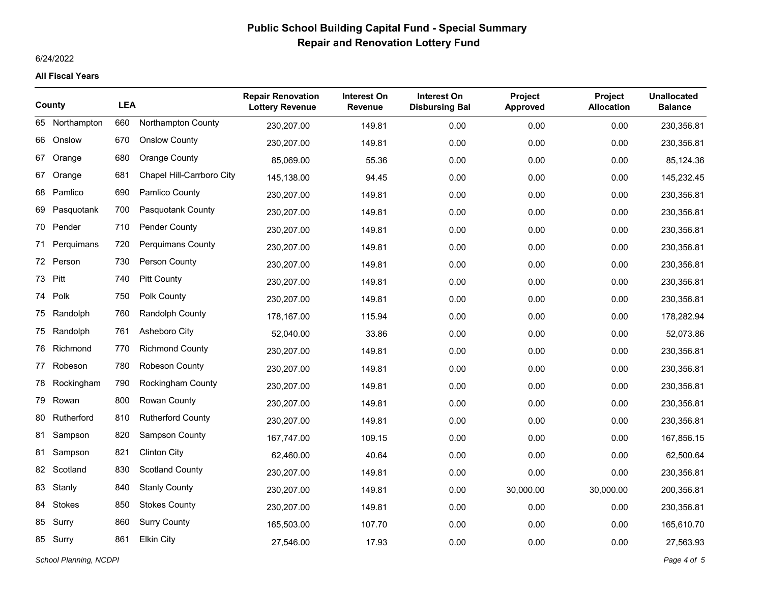# Public School Building Capital Fund - Special Summary
## Repair and Renovation Lottery Fund

6/24/2022

**All Fiscal Years**

| County | | LEA | | Repair Renovation Lottery Revenue | Interest On Revenue | Interest On Disbursing Bal | Project Approved | Project Allocation | Unallocated Balance |
|---|---|---|---|---|---|---|---|---|---|
| 65 | Northampton | 660 | Northampton County | 230,207.00 | 149.81 | 0.00 | 0.00 | 0.00 | 230,356.81 |
| 66 | Onslow | 670 | Onslow County | 230,207.00 | 149.81 | 0.00 | 0.00 | 0.00 | 230,356.81 |
| 67 | Orange | 680 | Orange County | 85,069.00 | 55.36 | 0.00 | 0.00 | 0.00 | 85,124.36 |
| 67 | Orange | 681 | Chapel Hill-Carrboro City | 145,138.00 | 94.45 | 0.00 | 0.00 | 0.00 | 145,232.45 |
| 68 | Pamlico | 690 | Pamlico County | 230,207.00 | 149.81 | 0.00 | 0.00 | 0.00 | 230,356.81 |
| 69 | Pasquotank | 700 | Pasquotank County | 230,207.00 | 149.81 | 0.00 | 0.00 | 0.00 | 230,356.81 |
| 70 | Pender | 710 | Pender County | 230,207.00 | 149.81 | 0.00 | 0.00 | 0.00 | 230,356.81 |
| 71 | Perquimans | 720 | Perquimans County | 230,207.00 | 149.81 | 0.00 | 0.00 | 0.00 | 230,356.81 |
| 72 | Person | 730 | Person County | 230,207.00 | 149.81 | 0.00 | 0.00 | 0.00 | 230,356.81 |
| 73 | Pitt | 740 | Pitt County | 230,207.00 | 149.81 | 0.00 | 0.00 | 0.00 | 230,356.81 |
| 74 | Polk | 750 | Polk County | 230,207.00 | 149.81 | 0.00 | 0.00 | 0.00 | 230,356.81 |
| 75 | Randolph | 760 | Randolph County | 178,167.00 | 115.94 | 0.00 | 0.00 | 0.00 | 178,282.94 |
| 75 | Randolph | 761 | Asheboro City | 52,040.00 | 33.86 | 0.00 | 0.00 | 0.00 | 52,073.86 |
| 76 | Richmond | 770 | Richmond County | 230,207.00 | 149.81 | 0.00 | 0.00 | 0.00 | 230,356.81 |
| 77 | Robeson | 780 | Robeson County | 230,207.00 | 149.81 | 0.00 | 0.00 | 0.00 | 230,356.81 |
| 78 | Rockingham | 790 | Rockingham County | 230,207.00 | 149.81 | 0.00 | 0.00 | 0.00 | 230,356.81 |
| 79 | Rowan | 800 | Rowan County | 230,207.00 | 149.81 | 0.00 | 0.00 | 0.00 | 230,356.81 |
| 80 | Rutherford | 810 | Rutherford County | 230,207.00 | 149.81 | 0.00 | 0.00 | 0.00 | 230,356.81 |
| 81 | Sampson | 820 | Sampson County | 167,747.00 | 109.15 | 0.00 | 0.00 | 0.00 | 167,856.15 |
| 81 | Sampson | 821 | Clinton City | 62,460.00 | 40.64 | 0.00 | 0.00 | 0.00 | 62,500.64 |
| 82 | Scotland | 830 | Scotland County | 230,207.00 | 149.81 | 0.00 | 0.00 | 0.00 | 230,356.81 |
| 83 | Stanly | 840 | Stanly County | 230,207.00 | 149.81 | 0.00 | 30,000.00 | 30,000.00 | 200,356.81 |
| 84 | Stokes | 850 | Stokes County | 230,207.00 | 149.81 | 0.00 | 0.00 | 0.00 | 230,356.81 |
| 85 | Surry | 860 | Surry County | 165,503.00 | 107.70 | 0.00 | 0.00 | 0.00 | 165,610.70 |
| 85 | Surry | 861 | Elkin City | 27,546.00 | 17.93 | 0.00 | 0.00 | 0.00 | 27,563.93 |

*School Planning, NCDPI*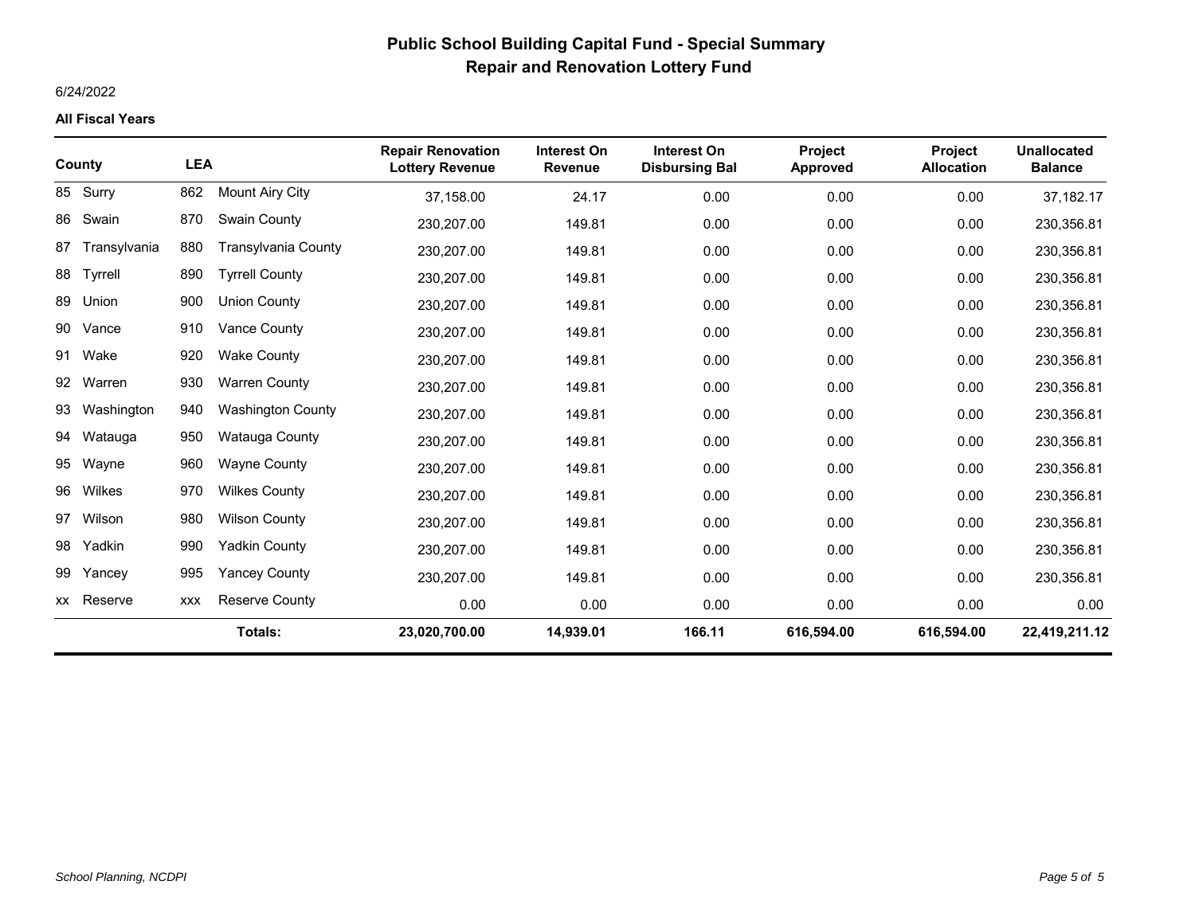# Public School Building Capital Fund - Special Summary
## Repair and Renovation Lottery Fund

6/24/2022

**All Fiscal Years**

| County | | LEA | | Repair Renovation Lottery Revenue | Interest On Revenue | Interest On Disbursing Bal | Project Approved | Project Allocation | Unallocated Balance |
|---|---|---|---|---|---|---|---|---|---|
| 85 | Surry | 862 | Mount Airy City | 37,158.00 | 24.17 | 0.00 | 0.00 | 0.00 | 37,182.17 |
| 86 | Swain | 870 | Swain County | 230,207.00 | 149.81 | 0.00 | 0.00 | 0.00 | 230,356.81 |
| 87 | Transylvania | 880 | Transylvania County | 230,207.00 | 149.81 | 0.00 | 0.00 | 0.00 | 230,356.81 |
| 88 | Tyrrell | 890 | Tyrrell County | 230,207.00 | 149.81 | 0.00 | 0.00 | 0.00 | 230,356.81 |
| 89 | Union | 900 | Union County | 230,207.00 | 149.81 | 0.00 | 0.00 | 0.00 | 230,356.81 |
| 90 | Vance | 910 | Vance County | 230,207.00 | 149.81 | 0.00 | 0.00 | 0.00 | 230,356.81 |
| 91 | Wake | 920 | Wake County | 230,207.00 | 149.81 | 0.00 | 0.00 | 0.00 | 230,356.81 |
| 92 | Warren | 930 | Warren County | 230,207.00 | 149.81 | 0.00 | 0.00 | 0.00 | 230,356.81 |
| 93 | Washington | 940 | Washington County | 230,207.00 | 149.81 | 0.00 | 0.00 | 0.00 | 230,356.81 |
| 94 | Watauga | 950 | Watauga County | 230,207.00 | 149.81 | 0.00 | 0.00 | 0.00 | 230,356.81 |
| 95 | Wayne | 960 | Wayne County | 230,207.00 | 149.81 | 0.00 | 0.00 | 0.00 | 230,356.81 |
| 96 | Wilkes | 970 | Wilkes County | 230,207.00 | 149.81 | 0.00 | 0.00 | 0.00 | 230,356.81 |
| 97 | Wilson | 980 | Wilson County | 230,207.00 | 149.81 | 0.00 | 0.00 | 0.00 | 230,356.81 |
| 98 | Yadkin | 990 | Yadkin County | 230,207.00 | 149.81 | 0.00 | 0.00 | 0.00 | 230,356.81 |
| 99 | Yancey | 995 | Yancey County | 230,207.00 | 149.81 | 0.00 | 0.00 | 0.00 | 230,356.81 |
| xx | Reserve | xxx | Reserve County | 0.00 | 0.00 | 0.00 | 0.00 | 0.00 | 0.00 |
| | | | **Totals:** | **23,020,700.00** | **14,939.01** | **166.11** | **616,594.00** | **616,594.00** | **22,419,211.12** |

*School Planning, NCDPI*